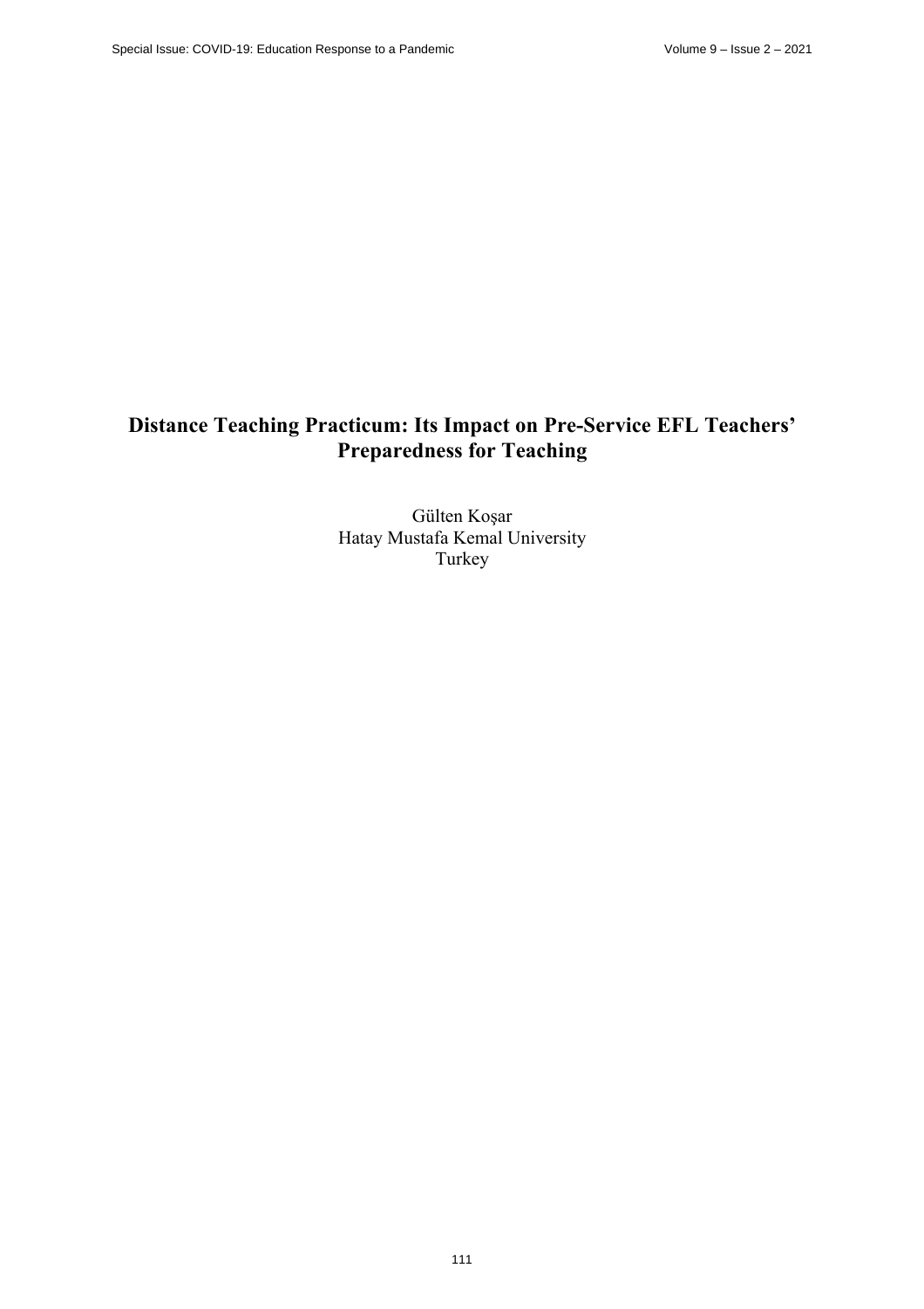# Distance Teaching Practicum: Its Impact on Pre-Service EFL Teachers' Preparedness for Teaching

Gülten Koşar
Hatay Mustafa Kemal University
Turkey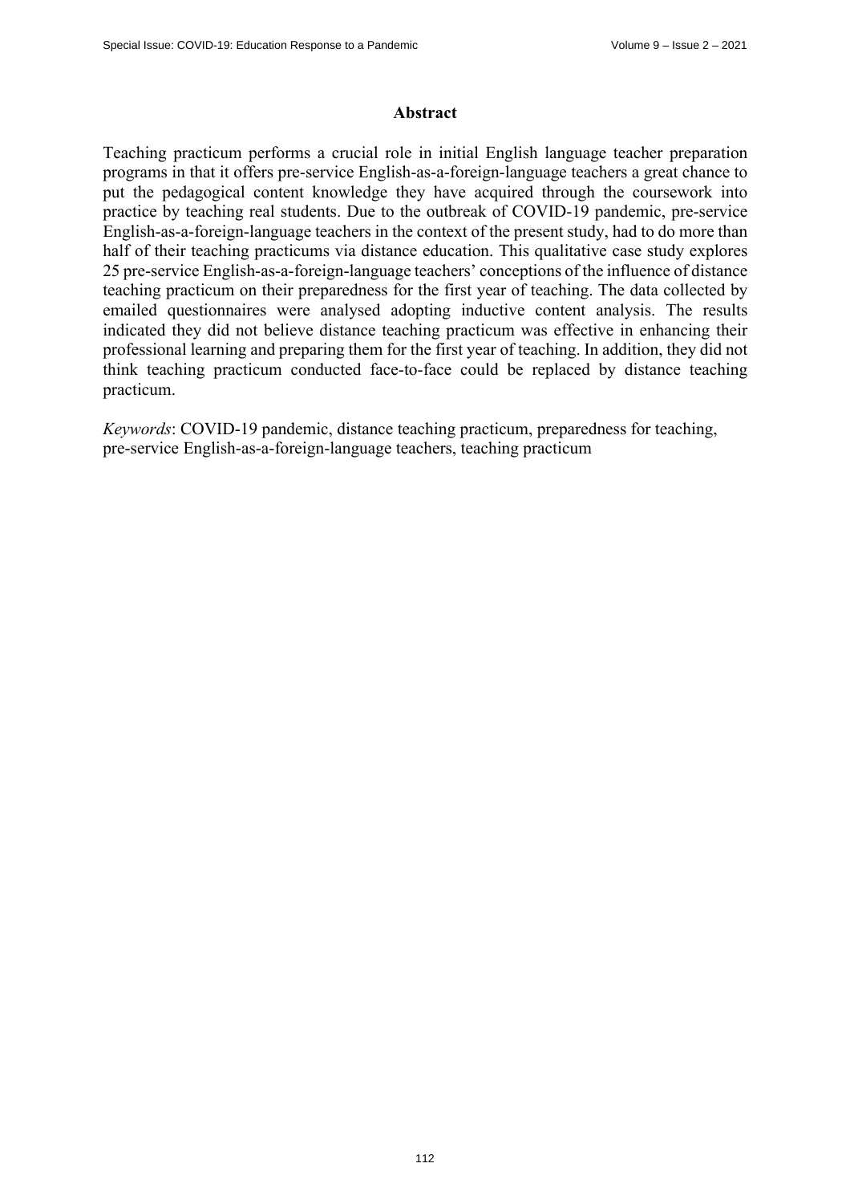## Abstract

Teaching practicum performs a crucial role in initial English language teacher preparation programs in that it offers pre-service English-as-a-foreign-language teachers a great chance to put the pedagogical content knowledge they have acquired through the coursework into practice by teaching real students. Due to the outbreak of COVID-19 pandemic, pre-service English-as-a-foreign-language teachers in the context of the present study, had to do more than half of their teaching practicums via distance education. This qualitative case study explores 25 pre-service English-as-a-foreign-language teachers' conceptions of the influence of distance teaching practicum on their preparedness for the first year of teaching. The data collected by emailed questionnaires were analysed adopting inductive content analysis. The results indicated they did not believe distance teaching practicum was effective in enhancing their professional learning and preparing them for the first year of teaching. In addition, they did not think teaching practicum conducted face-to-face could be replaced by distance teaching practicum.

*Keywords*: COVID-19 pandemic, distance teaching practicum, preparedness for teaching, pre-service English-as-a-foreign-language teachers, teaching practicum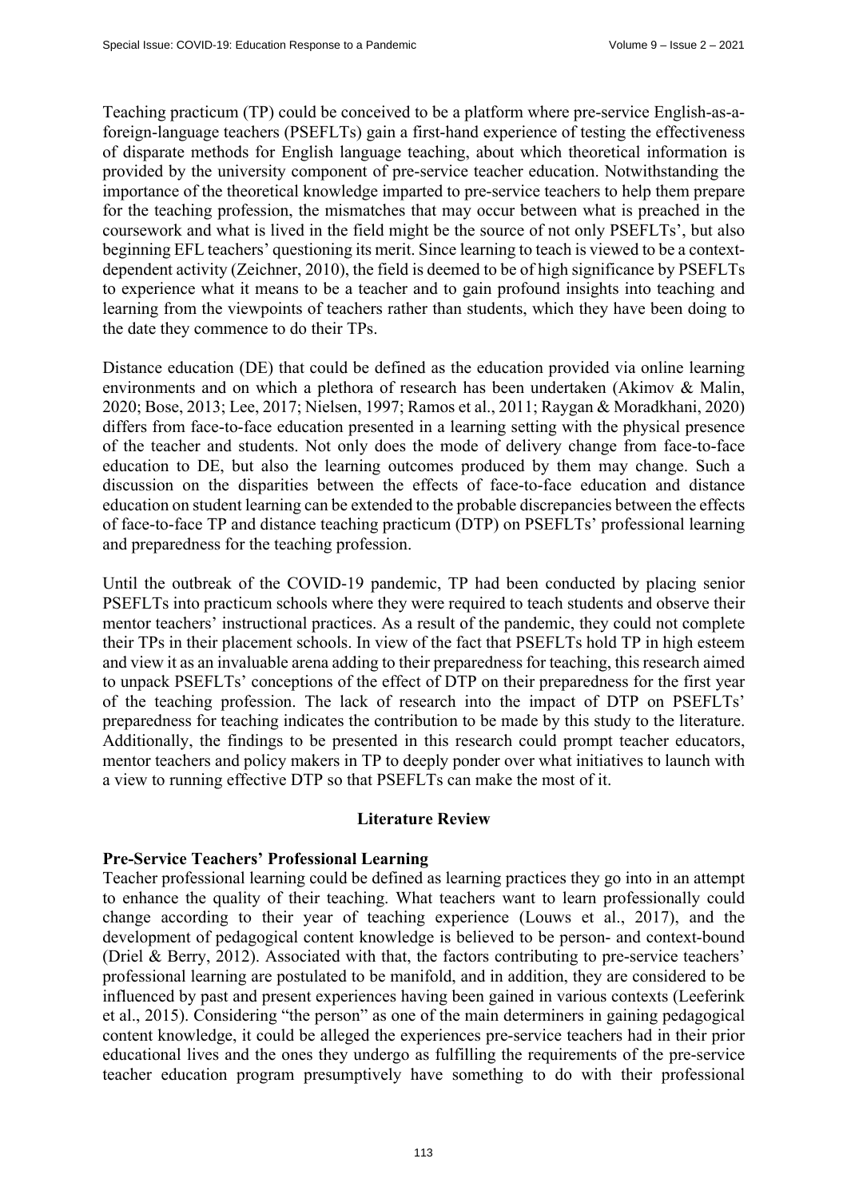Teaching practicum (TP) could be conceived to be a platform where pre-service English-as-a-foreign-language teachers (PSEFLTs) gain a first-hand experience of testing the effectiveness of disparate methods for English language teaching, about which theoretical information is provided by the university component of pre-service teacher education. Notwithstanding the importance of the theoretical knowledge imparted to pre-service teachers to help them prepare for the teaching profession, the mismatches that may occur between what is preached in the coursework and what is lived in the field might be the source of not only PSEFLTs', but also beginning EFL teachers' questioning its merit. Since learning to teach is viewed to be a context-dependent activity (Zeichner, 2010), the field is deemed to be of high significance by PSEFLTs to experience what it means to be a teacher and to gain profound insights into teaching and learning from the viewpoints of teachers rather than students, which they have been doing to the date they commence to do their TPs.

Distance education (DE) that could be defined as the education provided via online learning environments and on which a plethora of research has been undertaken (Akimov & Malin, 2020; Bose, 2013; Lee, 2017; Nielsen, 1997; Ramos et al., 2011; Raygan & Moradkhani, 2020) differs from face-to-face education presented in a learning setting with the physical presence of the teacher and students. Not only does the mode of delivery change from face-to-face education to DE, but also the learning outcomes produced by them may change. Such a discussion on the disparities between the effects of face-to-face education and distance education on student learning can be extended to the probable discrepancies between the effects of face-to-face TP and distance teaching practicum (DTP) on PSEFLTs' professional learning and preparedness for the teaching profession.

Until the outbreak of the COVID-19 pandemic, TP had been conducted by placing senior PSEFLTs into practicum schools where they were required to teach students and observe their mentor teachers' instructional practices. As a result of the pandemic, they could not complete their TPs in their placement schools. In view of the fact that PSEFLTs hold TP in high esteem and view it as an invaluable arena adding to their preparedness for teaching, this research aimed to unpack PSEFLTs' conceptions of the effect of DTP on their preparedness for the first year of the teaching profession. The lack of research into the impact of DTP on PSEFLTs' preparedness for teaching indicates the contribution to be made by this study to the literature. Additionally, the findings to be presented in this research could prompt teacher educators, mentor teachers and policy makers in TP to deeply ponder over what initiatives to launch with a view to running effective DTP so that PSEFLTs can make the most of it.

## Literature Review

### Pre-Service Teachers' Professional Learning

Teacher professional learning could be defined as learning practices they go into in an attempt to enhance the quality of their teaching. What teachers want to learn professionally could change according to their year of teaching experience (Louws et al., 2017), and the development of pedagogical content knowledge is believed to be person- and context-bound (Driel & Berry, 2012). Associated with that, the factors contributing to pre-service teachers' professional learning are postulated to be manifold, and in addition, they are considered to be influenced by past and present experiences having been gained in various contexts (Leeferink et al., 2015). Considering "the person" as one of the main determiners in gaining pedagogical content knowledge, it could be alleged the experiences pre-service teachers had in their prior educational lives and the ones they undergo as fulfilling the requirements of the pre-service teacher education program presumptively have something to do with their professional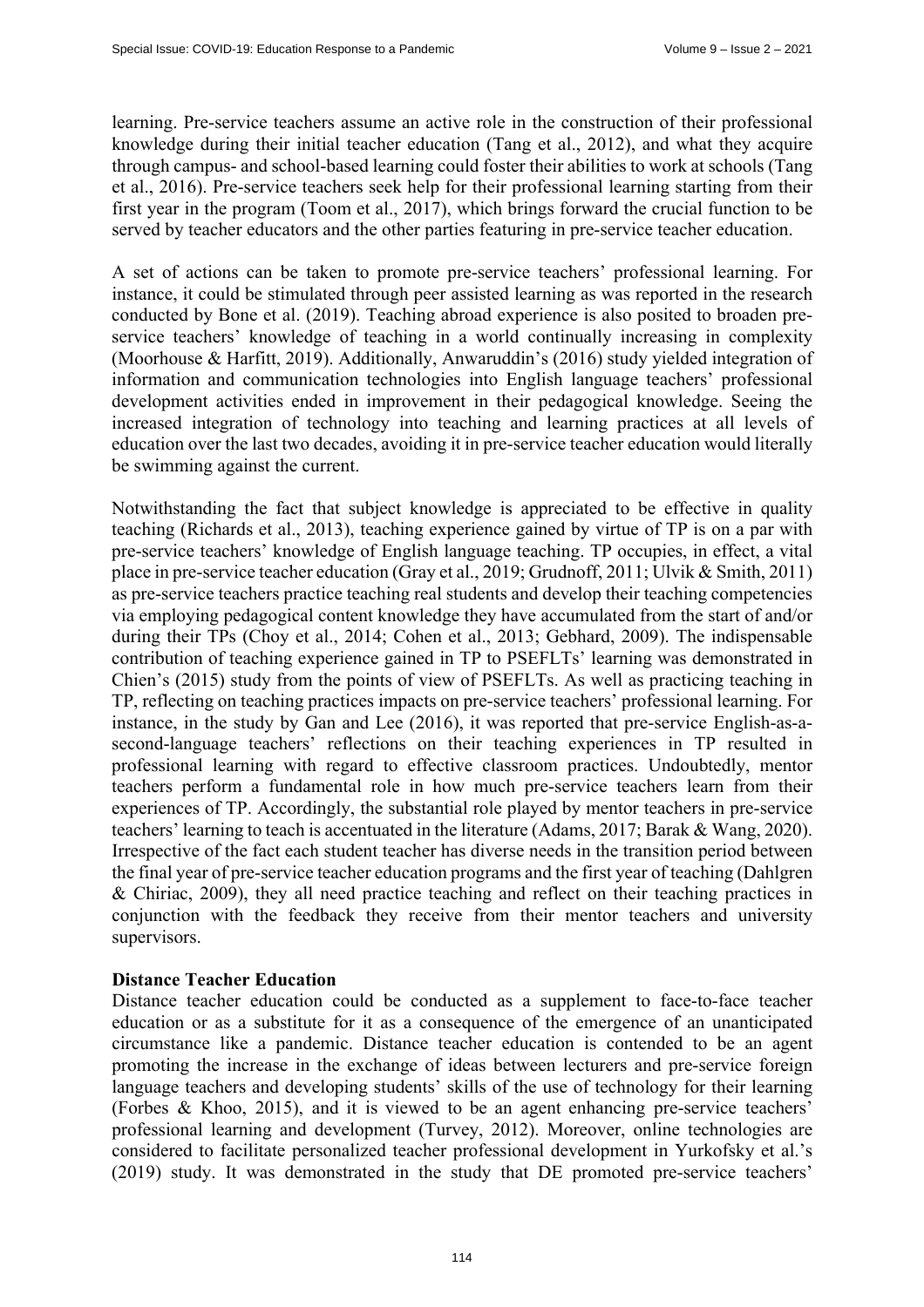learning. Pre-service teachers assume an active role in the construction of their professional knowledge during their initial teacher education (Tang et al., 2012), and what they acquire through campus- and school-based learning could foster their abilities to work at schools (Tang et al., 2016). Pre-service teachers seek help for their professional learning starting from their first year in the program (Toom et al., 2017), which brings forward the crucial function to be served by teacher educators and the other parties featuring in pre-service teacher education.

A set of actions can be taken to promote pre-service teachers' professional learning. For instance, it could be stimulated through peer assisted learning as was reported in the research conducted by Bone et al. (2019). Teaching abroad experience is also posited to broaden pre-service teachers' knowledge of teaching in a world continually increasing in complexity (Moorhouse & Harfitt, 2019). Additionally, Anwaruddin's (2016) study yielded integration of information and communication technologies into English language teachers' professional development activities ended in improvement in their pedagogical knowledge. Seeing the increased integration of technology into teaching and learning practices at all levels of education over the last two decades, avoiding it in pre-service teacher education would literally be swimming against the current.

Notwithstanding the fact that subject knowledge is appreciated to be effective in quality teaching (Richards et al., 2013), teaching experience gained by virtue of TP is on a par with pre-service teachers' knowledge of English language teaching. TP occupies, in effect, a vital place in pre-service teacher education (Gray et al., 2019; Grudnoff, 2011; Ulvik & Smith, 2011) as pre-service teachers practice teaching real students and develop their teaching competencies via employing pedagogical content knowledge they have accumulated from the start of and/or during their TPs (Choy et al., 2014; Cohen et al., 2013; Gebhard, 2009). The indispensable contribution of teaching experience gained in TP to PSEFLTs' learning was demonstrated in Chien's (2015) study from the points of view of PSEFLTs. As well as practicing teaching in TP, reflecting on teaching practices impacts on pre-service teachers' professional learning. For instance, in the study by Gan and Lee (2016), it was reported that pre-service English-as-a-second-language teachers' reflections on their teaching experiences in TP resulted in professional learning with regard to effective classroom practices. Undoubtedly, mentor teachers perform a fundamental role in how much pre-service teachers learn from their experiences of TP. Accordingly, the substantial role played by mentor teachers in pre-service teachers' learning to teach is accentuated in the literature (Adams, 2017; Barak & Wang, 2020). Irrespective of the fact each student teacher has diverse needs in the transition period between the final year of pre-service teacher education programs and the first year of teaching (Dahlgren & Chiriac, 2009), they all need practice teaching and reflect on their teaching practices in conjunction with the feedback they receive from their mentor teachers and university supervisors.

**Distance Teacher Education**

Distance teacher education could be conducted as a supplement to face-to-face teacher education or as a substitute for it as a consequence of the emergence of an unanticipated circumstance like a pandemic. Distance teacher education is contended to be an agent promoting the increase in the exchange of ideas between lecturers and pre-service foreign language teachers and developing students' skills of the use of technology for their learning (Forbes & Khoo, 2015), and it is viewed to be an agent enhancing pre-service teachers' professional learning and development (Turvey, 2012). Moreover, online technologies are considered to facilitate personalized teacher professional development in Yurkofsky et al.'s (2019) study. It was demonstrated in the study that DE promoted pre-service teachers'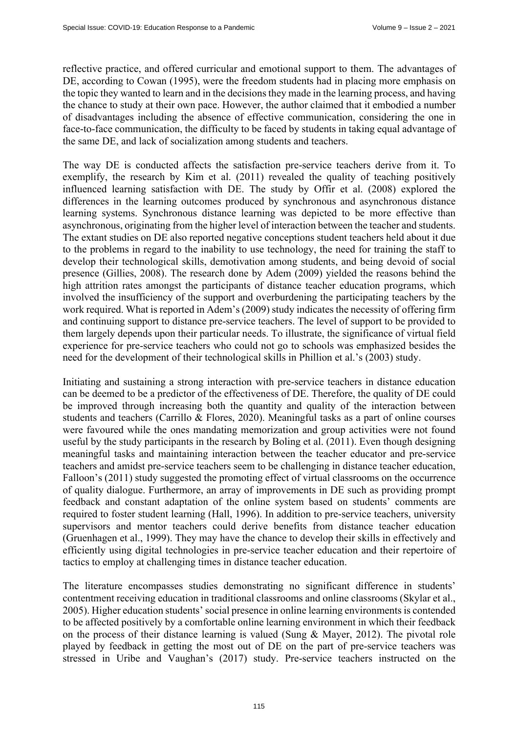reflective practice, and offered curricular and emotional support to them. The advantages of DE, according to Cowan (1995), were the freedom students had in placing more emphasis on the topic they wanted to learn and in the decisions they made in the learning process, and having the chance to study at their own pace. However, the author claimed that it embodied a number of disadvantages including the absence of effective communication, considering the one in face-to-face communication, the difficulty to be faced by students in taking equal advantage of the same DE, and lack of socialization among students and teachers.

The way DE is conducted affects the satisfaction pre-service teachers derive from it. To exemplify, the research by Kim et al. (2011) revealed the quality of teaching positively influenced learning satisfaction with DE. The study by Offir et al. (2008) explored the differences in the learning outcomes produced by synchronous and asynchronous distance learning systems. Synchronous distance learning was depicted to be more effective than asynchronous, originating from the higher level of interaction between the teacher and students. The extant studies on DE also reported negative conceptions student teachers held about it due to the problems in regard to the inability to use technology, the need for training the staff to develop their technological skills, demotivation among students, and being devoid of social presence (Gillies, 2008). The research done by Adem (2009) yielded the reasons behind the high attrition rates amongst the participants of distance teacher education programs, which involved the insufficiency of the support and overburdening the participating teachers by the work required. What is reported in Adem's (2009) study indicates the necessity of offering firm and continuing support to distance pre-service teachers. The level of support to be provided to them largely depends upon their particular needs. To illustrate, the significance of virtual field experience for pre-service teachers who could not go to schools was emphasized besides the need for the development of their technological skills in Phillion et al.'s (2003) study.

Initiating and sustaining a strong interaction with pre-service teachers in distance education can be deemed to be a predictor of the effectiveness of DE. Therefore, the quality of DE could be improved through increasing both the quantity and quality of the interaction between students and teachers (Carrillo & Flores, 2020). Meaningful tasks as a part of online courses were favoured while the ones mandating memorization and group activities were not found useful by the study participants in the research by Boling et al. (2011). Even though designing meaningful tasks and maintaining interaction between the teacher educator and pre-service teachers and amidst pre-service teachers seem to be challenging in distance teacher education, Falloon's (2011) study suggested the promoting effect of virtual classrooms on the occurrence of quality dialogue. Furthermore, an array of improvements in DE such as providing prompt feedback and constant adaptation of the online system based on students' comments are required to foster student learning (Hall, 1996). In addition to pre-service teachers, university supervisors and mentor teachers could derive benefits from distance teacher education (Gruenhagen et al., 1999). They may have the chance to develop their skills in effectively and efficiently using digital technologies in pre-service teacher education and their repertoire of tactics to employ at challenging times in distance teacher education.

The literature encompasses studies demonstrating no significant difference in students' contentment receiving education in traditional classrooms and online classrooms (Skylar et al., 2005). Higher education students' social presence in online learning environments is contended to be affected positively by a comfortable online learning environment in which their feedback on the process of their distance learning is valued (Sung & Mayer, 2012). The pivotal role played by feedback in getting the most out of DE on the part of pre-service teachers was stressed in Uribe and Vaughan's (2017) study. Pre-service teachers instructed on the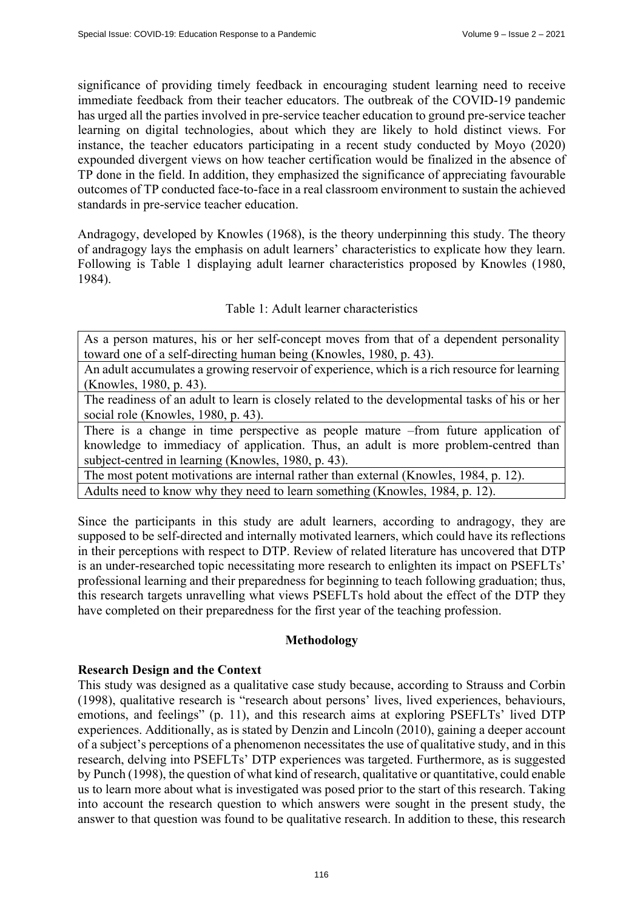significance of providing timely feedback in encouraging student learning need to receive immediate feedback from their teacher educators. The outbreak of the COVID-19 pandemic has urged all the parties involved in pre-service teacher education to ground pre-service teacher learning on digital technologies, about which they are likely to hold distinct views. For instance, the teacher educators participating in a recent study conducted by Moyo (2020) expounded divergent views on how teacher certification would be finalized in the absence of TP done in the field. In addition, they emphasized the significance of appreciating favourable outcomes of TP conducted face-to-face in a real classroom environment to sustain the achieved standards in pre-service teacher education.

Andragogy, developed by Knowles (1968), is the theory underpinning this study. The theory of andragogy lays the emphasis on adult learners' characteristics to explicate how they learn. Following is Table 1 displaying adult learner characteristics proposed by Knowles (1980, 1984).

Table 1: Adult learner characteristics

| |
|---|
| As a person matures, his or her self-concept moves from that of a dependent personality toward one of a self-directing human being (Knowles, 1980, p. 43). |
| An adult accumulates a growing reservoir of experience, which is a rich resource for learning (Knowles, 1980, p. 43). |
| The readiness of an adult to learn is closely related to the developmental tasks of his or her social role (Knowles, 1980, p. 43). |
| There is a change in time perspective as people mature –from future application of knowledge to immediacy of application. Thus, an adult is more problem-centred than subject-centred in learning (Knowles, 1980, p. 43). |
| The most potent motivations are internal rather than external (Knowles, 1984, p. 12). |
| Adults need to know why they need to learn something (Knowles, 1984, p. 12). |

Since the participants in this study are adult learners, according to andragogy, they are supposed to be self-directed and internally motivated learners, which could have its reflections in their perceptions with respect to DTP. Review of related literature has uncovered that DTP is an under-researched topic necessitating more research to enlighten its impact on PSEFLTs' professional learning and their preparedness for beginning to teach following graduation; thus, this research targets unravelling what views PSEFLTs hold about the effect of the DTP they have completed on their preparedness for the first year of the teaching profession.

## Methodology

### Research Design and the Context

This study was designed as a qualitative case study because, according to Strauss and Corbin (1998), qualitative research is "research about persons' lives, lived experiences, behaviours, emotions, and feelings" (p. 11), and this research aims at exploring PSEFLTs' lived DTP experiences. Additionally, as is stated by Denzin and Lincoln (2010), gaining a deeper account of a subject's perceptions of a phenomenon necessitates the use of qualitative study, and in this research, delving into PSEFLTs' DTP experiences was targeted. Furthermore, as is suggested by Punch (1998), the question of what kind of research, qualitative or quantitative, could enable us to learn more about what is investigated was posed prior to the start of this research. Taking into account the research question to which answers were sought in the present study, the answer to that question was found to be qualitative research. In addition to these, this research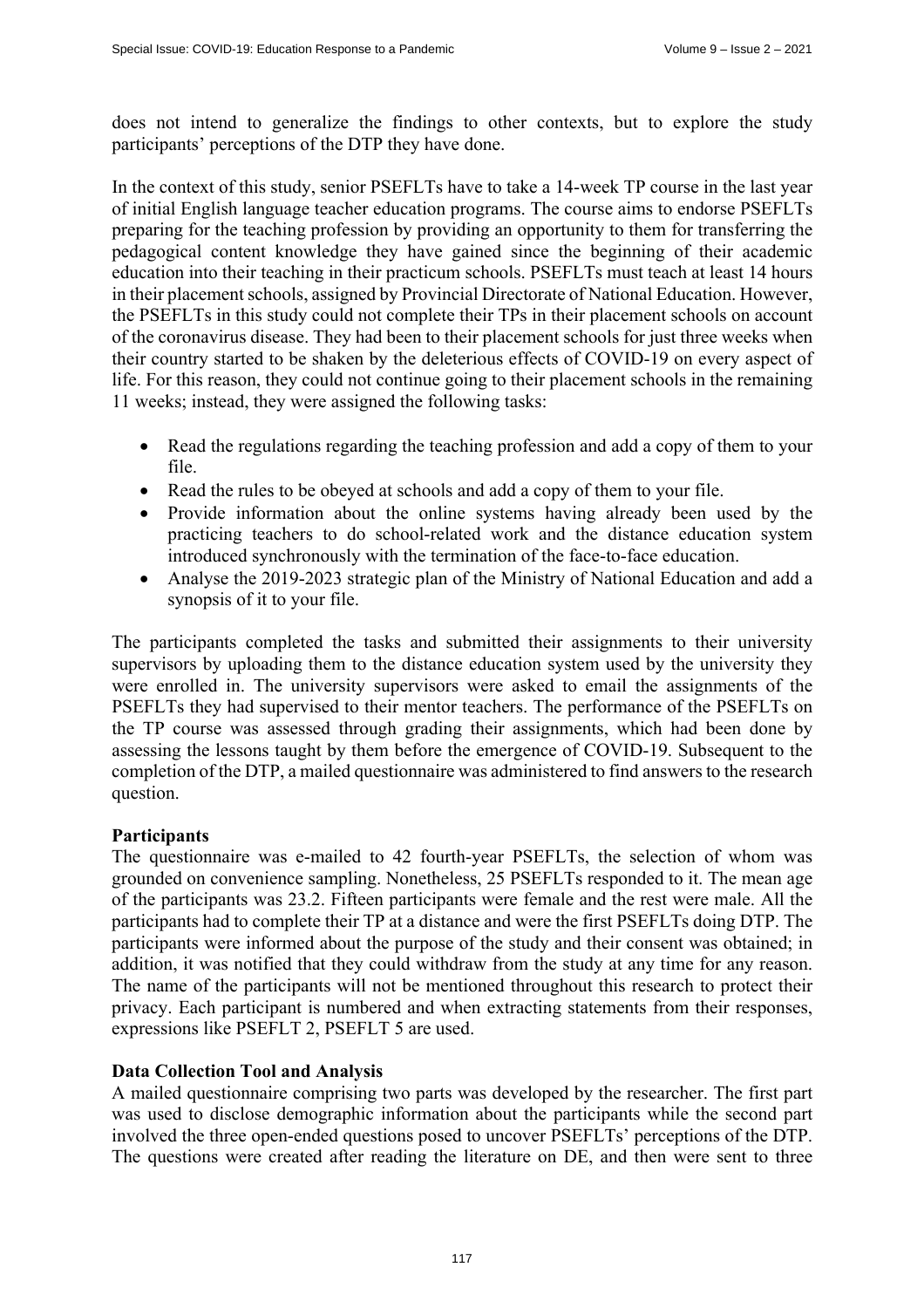does not intend to generalize the findings to other contexts, but to explore the study participants' perceptions of the DTP they have done.

In the context of this study, senior PSEFLTs have to take a 14-week TP course in the last year of initial English language teacher education programs. The course aims to endorse PSEFLTs preparing for the teaching profession by providing an opportunity to them for transferring the pedagogical content knowledge they have gained since the beginning of their academic education into their teaching in their practicum schools. PSEFLTs must teach at least 14 hours in their placement schools, assigned by Provincial Directorate of National Education. However, the PSEFLTs in this study could not complete their TPs in their placement schools on account of the coronavirus disease. They had been to their placement schools for just three weeks when their country started to be shaken by the deleterious effects of COVID-19 on every aspect of life. For this reason, they could not continue going to their placement schools in the remaining 11 weeks; instead, they were assigned the following tasks:

- Read the regulations regarding the teaching profession and add a copy of them to your file.
- Read the rules to be obeyed at schools and add a copy of them to your file.
- Provide information about the online systems having already been used by the practicing teachers to do school-related work and the distance education system introduced synchronously with the termination of the face-to-face education.
- Analyse the 2019-2023 strategic plan of the Ministry of National Education and add a synopsis of it to your file.

The participants completed the tasks and submitted their assignments to their university supervisors by uploading them to the distance education system used by the university they were enrolled in. The university supervisors were asked to email the assignments of the PSEFLTs they had supervised to their mentor teachers. The performance of the PSEFLTs on the TP course was assessed through grading their assignments, which had been done by assessing the lessons taught by them before the emergence of COVID-19. Subsequent to the completion of the DTP, a mailed questionnaire was administered to find answers to the research question.

**Participants**

The questionnaire was e-mailed to 42 fourth-year PSEFLTs, the selection of whom was grounded on convenience sampling. Nonetheless, 25 PSEFLTs responded to it. The mean age of the participants was 23.2. Fifteen participants were female and the rest were male. All the participants had to complete their TP at a distance and were the first PSEFLTs doing DTP. The participants were informed about the purpose of the study and their consent was obtained; in addition, it was notified that they could withdraw from the study at any time for any reason. The name of the participants will not be mentioned throughout this research to protect their privacy. Each participant is numbered and when extracting statements from their responses, expressions like PSEFLT 2, PSEFLT 5 are used.

**Data Collection Tool and Analysis**

A mailed questionnaire comprising two parts was developed by the researcher. The first part was used to disclose demographic information about the participants while the second part involved the three open-ended questions posed to uncover PSEFLTs' perceptions of the DTP. The questions were created after reading the literature on DE, and then were sent to three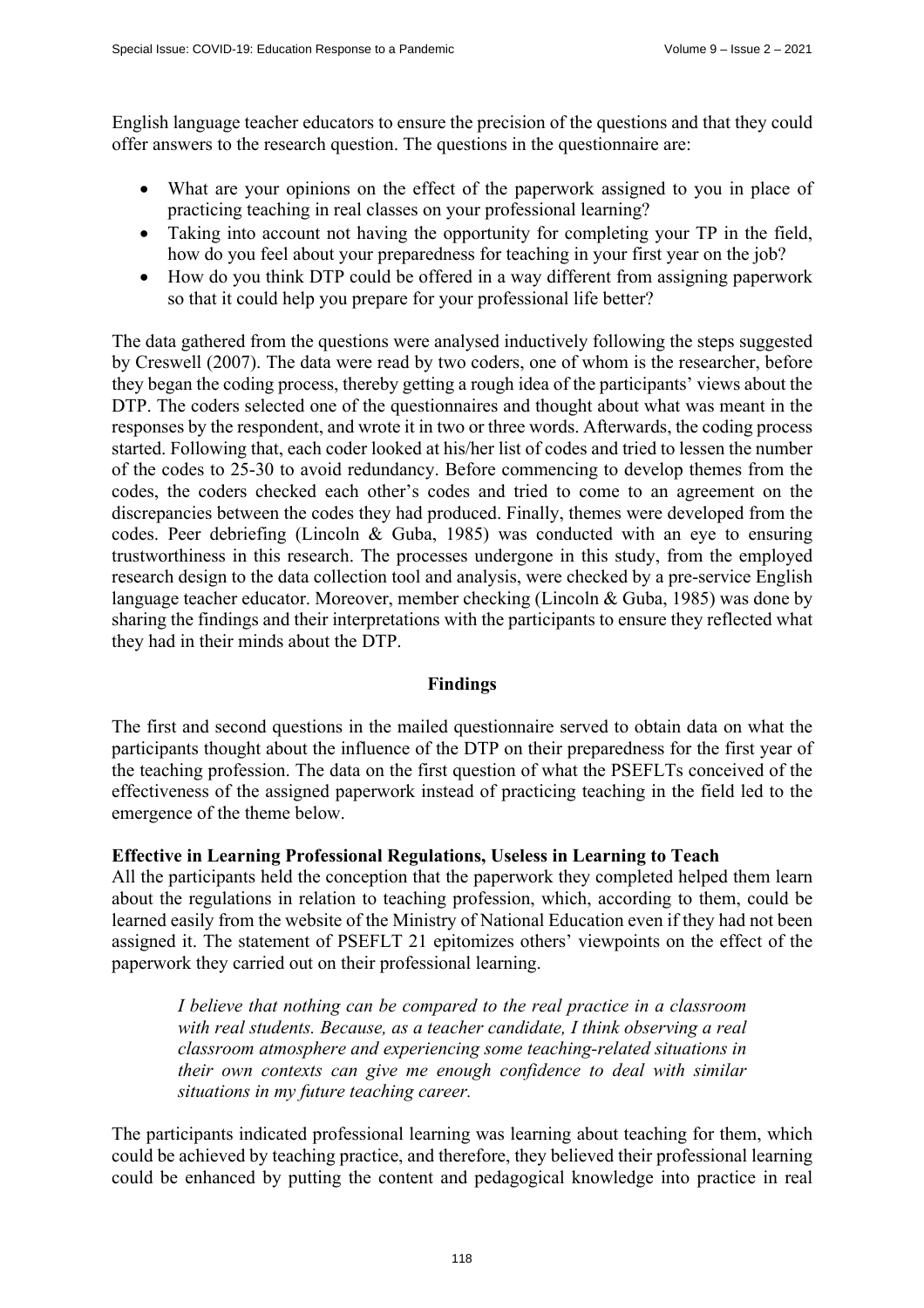English language teacher educators to ensure the precision of the questions and that they could offer answers to the research question. The questions in the questionnaire are:

- What are your opinions on the effect of the paperwork assigned to you in place of practicing teaching in real classes on your professional learning?
- Taking into account not having the opportunity for completing your TP in the field, how do you feel about your preparedness for teaching in your first year on the job?
- How do you think DTP could be offered in a way different from assigning paperwork so that it could help you prepare for your professional life better?

The data gathered from the questions were analysed inductively following the steps suggested by Creswell (2007). The data were read by two coders, one of whom is the researcher, before they began the coding process, thereby getting a rough idea of the participants' views about the DTP. The coders selected one of the questionnaires and thought about what was meant in the responses by the respondent, and wrote it in two or three words. Afterwards, the coding process started. Following that, each coder looked at his/her list of codes and tried to lessen the number of the codes to 25-30 to avoid redundancy. Before commencing to develop themes from the codes, the coders checked each other's codes and tried to come to an agreement on the discrepancies between the codes they had produced. Finally, themes were developed from the codes. Peer debriefing (Lincoln & Guba, 1985) was conducted with an eye to ensuring trustworthiness in this research. The processes undergone in this study, from the employed research design to the data collection tool and analysis, were checked by a pre-service English language teacher educator. Moreover, member checking (Lincoln & Guba, 1985) was done by sharing the findings and their interpretations with the participants to ensure they reflected what they had in their minds about the DTP.

## Findings

The first and second questions in the mailed questionnaire served to obtain data on what the participants thought about the influence of the DTP on their preparedness for the first year of the teaching profession. The data on the first question of what the PSEFLTs conceived of the effectiveness of the assigned paperwork instead of practicing teaching in the field led to the emergence of the theme below.

### Effective in Learning Professional Regulations, Useless in Learning to Teach

All the participants held the conception that the paperwork they completed helped them learn about the regulations in relation to teaching profession, which, according to them, could be learned easily from the website of the Ministry of National Education even if they had not been assigned it. The statement of PSEFLT 21 epitomizes others' viewpoints on the effect of the paperwork they carried out on their professional learning.

> *I believe that nothing can be compared to the real practice in a classroom with real students. Because, as a teacher candidate, I think observing a real classroom atmosphere and experiencing some teaching-related situations in their own contexts can give me enough confidence to deal with similar situations in my future teaching career.*

The participants indicated professional learning was learning about teaching for them, which could be achieved by teaching practice, and therefore, they believed their professional learning could be enhanced by putting the content and pedagogical knowledge into practice in real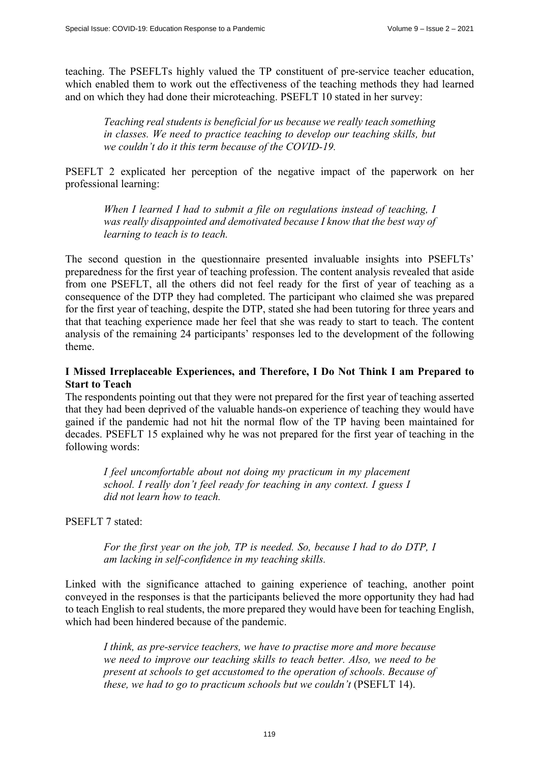teaching. The PSEFLTs highly valued the TP constituent of pre-service teacher education, which enabled them to work out the effectiveness of the teaching methods they had learned and on which they had done their microteaching. PSEFLT 10 stated in her survey:

> *Teaching real students is beneficial for us because we really teach something in classes. We need to practice teaching to develop our teaching skills, but we couldn't do it this term because of the COVID-19.*

PSEFLT 2 explicated her perception of the negative impact of the paperwork on her professional learning:

> *When I learned I had to submit a file on regulations instead of teaching, I was really disappointed and demotivated because I know that the best way of learning to teach is to teach.*

The second question in the questionnaire presented invaluable insights into PSEFLTs' preparedness for the first year of teaching profession. The content analysis revealed that aside from one PSEFLT, all the others did not feel ready for the first of year of teaching as a consequence of the DTP they had completed. The participant who claimed she was prepared for the first year of teaching, despite the DTP, stated she had been tutoring for three years and that that teaching experience made her feel that she was ready to start to teach. The content analysis of the remaining 24 participants' responses led to the development of the following theme.

**I Missed Irreplaceable Experiences, and Therefore, I Do Not Think I am Prepared to Start to Teach**

The respondents pointing out that they were not prepared for the first year of teaching asserted that they had been deprived of the valuable hands-on experience of teaching they would have gained if the pandemic had not hit the normal flow of the TP having been maintained for decades. PSEFLT 15 explained why he was not prepared for the first year of teaching in the following words:

> *I feel uncomfortable about not doing my practicum in my placement school. I really don't feel ready for teaching in any context. I guess I did not learn how to teach.*

PSEFLT 7 stated:

> *For the first year on the job, TP is needed. So, because I had to do DTP, I am lacking in self-confidence in my teaching skills.*

Linked with the significance attached to gaining experience of teaching, another point conveyed in the responses is that the participants believed the more opportunity they had had to teach English to real students, the more prepared they would have been for teaching English, which had been hindered because of the pandemic.

> *I think, as pre-service teachers, we have to practise more and more because we need to improve our teaching skills to teach better. Also, we need to be present at schools to get accustomed to the operation of schools. Because of these, we had to go to practicum schools but we couldn't* (PSEFLT 14).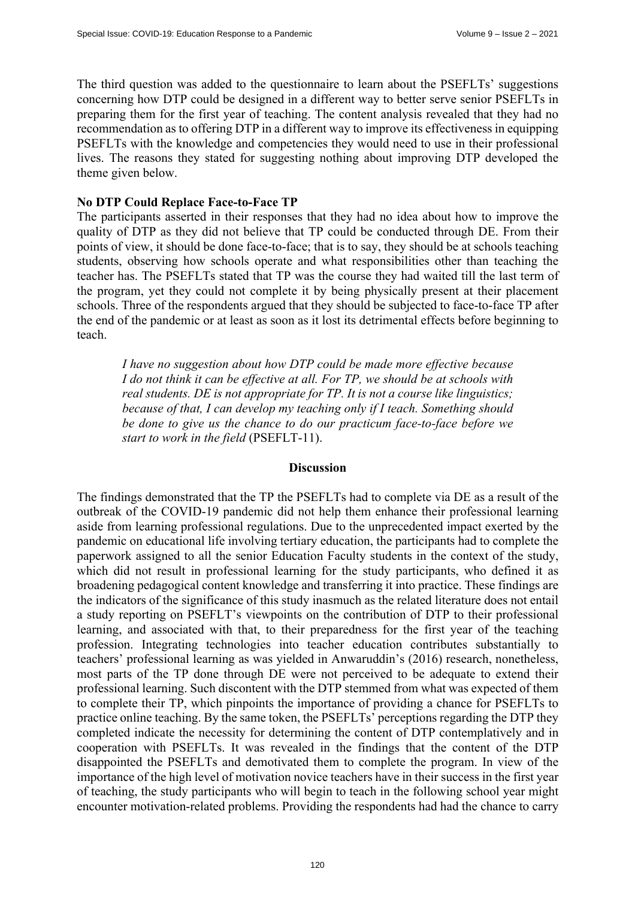The third question was added to the questionnaire to learn about the PSEFLTs' suggestions concerning how DTP could be designed in a different way to better serve senior PSEFLTs in preparing them for the first year of teaching. The content analysis revealed that they had no recommendation as to offering DTP in a different way to improve its effectiveness in equipping PSEFLTs with the knowledge and competencies they would need to use in their professional lives. The reasons they stated for suggesting nothing about improving DTP developed the theme given below.

**No DTP Could Replace Face-to-Face TP**

The participants asserted in their responses that they had no idea about how to improve the quality of DTP as they did not believe that TP could be conducted through DE. From their points of view, it should be done face-to-face; that is to say, they should be at schools teaching students, observing how schools operate and what responsibilities other than teaching the teacher has. The PSEFLTs stated that TP was the course they had waited till the last term of the program, yet they could not complete it by being physically present at their placement schools. Three of the respondents argued that they should be subjected to face-to-face TP after the end of the pandemic or at least as soon as it lost its detrimental effects before beginning to teach.

> *I have no suggestion about how DTP could be made more effective because I do not think it can be effective at all. For TP, we should be at schools with real students. DE is not appropriate for TP. It is not a course like linguistics; because of that, I can develop my teaching only if I teach. Something should be done to give us the chance to do our practicum face-to-face before we start to work in the field* (PSEFLT-11).

## Discussion

The findings demonstrated that the TP the PSEFLTs had to complete via DE as a result of the outbreak of the COVID-19 pandemic did not help them enhance their professional learning aside from learning professional regulations. Due to the unprecedented impact exerted by the pandemic on educational life involving tertiary education, the participants had to complete the paperwork assigned to all the senior Education Faculty students in the context of the study, which did not result in professional learning for the study participants, who defined it as broadening pedagogical content knowledge and transferring it into practice. These findings are the indicators of the significance of this study inasmuch as the related literature does not entail a study reporting on PSEFLT's viewpoints on the contribution of DTP to their professional learning, and associated with that, to their preparedness for the first year of the teaching profession. Integrating technologies into teacher education contributes substantially to teachers' professional learning as was yielded in Anwaruddin's (2016) research, nonetheless, most parts of the TP done through DE were not perceived to be adequate to extend their professional learning. Such discontent with the DTP stemmed from what was expected of them to complete their TP, which pinpoints the importance of providing a chance for PSEFLTs to practice online teaching. By the same token, the PSEFLTs' perceptions regarding the DTP they completed indicate the necessity for determining the content of DTP contemplatively and in cooperation with PSEFLTs. It was revealed in the findings that the content of the DTP disappointed the PSEFLTs and demotivated them to complete the program. In view of the importance of the high level of motivation novice teachers have in their success in the first year of teaching, the study participants who will begin to teach in the following school year might encounter motivation-related problems. Providing the respondents had had the chance to carry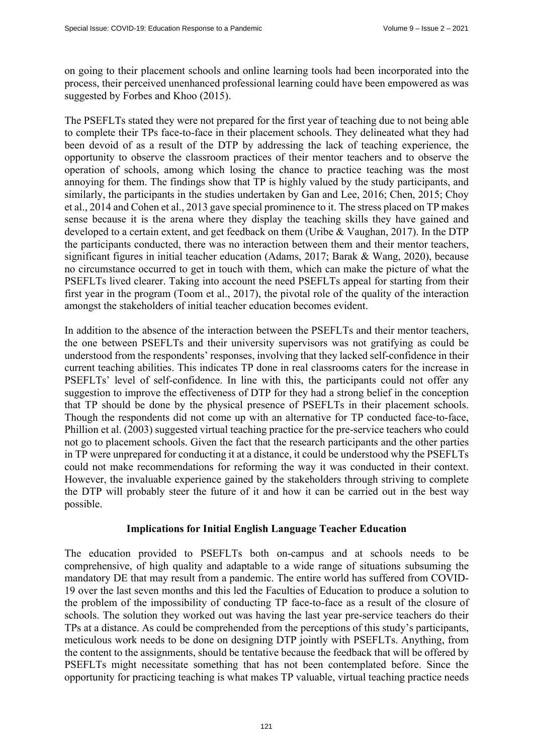on going to their placement schools and online learning tools had been incorporated into the process, their perceived unenhanced professional learning could have been empowered as was suggested by Forbes and Khoo (2015).

The PSEFLTs stated they were not prepared for the first year of teaching due to not being able to complete their TPs face-to-face in their placement schools. They delineated what they had been devoid of as a result of the DTP by addressing the lack of teaching experience, the opportunity to observe the classroom practices of their mentor teachers and to observe the operation of schools, among which losing the chance to practice teaching was the most annoying for them. The findings show that TP is highly valued by the study participants, and similarly, the participants in the studies undertaken by Gan and Lee, 2016; Chen, 2015; Choy et al., 2014 and Cohen et al., 2013 gave special prominence to it. The stress placed on TP makes sense because it is the arena where they display the teaching skills they have gained and developed to a certain extent, and get feedback on them (Uribe & Vaughan, 2017). In the DTP the participants conducted, there was no interaction between them and their mentor teachers, significant figures in initial teacher education (Adams, 2017; Barak & Wang, 2020), because no circumstance occurred to get in touch with them, which can make the picture of what the PSEFLTs lived clearer. Taking into account the need PSEFLTs appeal for starting from their first year in the program (Toom et al., 2017), the pivotal role of the quality of the interaction amongst the stakeholders of initial teacher education becomes evident.

In addition to the absence of the interaction between the PSEFLTs and their mentor teachers, the one between PSEFLTs and their university supervisors was not gratifying as could be understood from the respondents' responses, involving that they lacked self-confidence in their current teaching abilities. This indicates TP done in real classrooms caters for the increase in PSEFLTs' level of self-confidence. In line with this, the participants could not offer any suggestion to improve the effectiveness of DTP for they had a strong belief in the conception that TP should be done by the physical presence of PSEFLTs in their placement schools. Though the respondents did not come up with an alternative for TP conducted face-to-face, Phillion et al. (2003) suggested virtual teaching practice for the pre-service teachers who could not go to placement schools. Given the fact that the research participants and the other parties in TP were unprepared for conducting it at a distance, it could be understood why the PSEFLTs could not make recommendations for reforming the way it was conducted in their context. However, the invaluable experience gained by the stakeholders through striving to complete the DTP will probably steer the future of it and how it can be carried out in the best way possible.

## Implications for Initial English Language Teacher Education

The education provided to PSEFLTs both on-campus and at schools needs to be comprehensive, of high quality and adaptable to a wide range of situations subsuming the mandatory DE that may result from a pandemic. The entire world has suffered from COVID-19 over the last seven months and this led the Faculties of Education to produce a solution to the problem of the impossibility of conducting TP face-to-face as a result of the closure of schools. The solution they worked out was having the last year pre-service teachers do their TPs at a distance. As could be comprehended from the perceptions of this study's participants, meticulous work needs to be done on designing DTP jointly with PSEFLTs. Anything, from the content to the assignments, should be tentative because the feedback that will be offered by PSEFLTs might necessitate something that has not been contemplated before. Since the opportunity for practicing teaching is what makes TP valuable, virtual teaching practice needs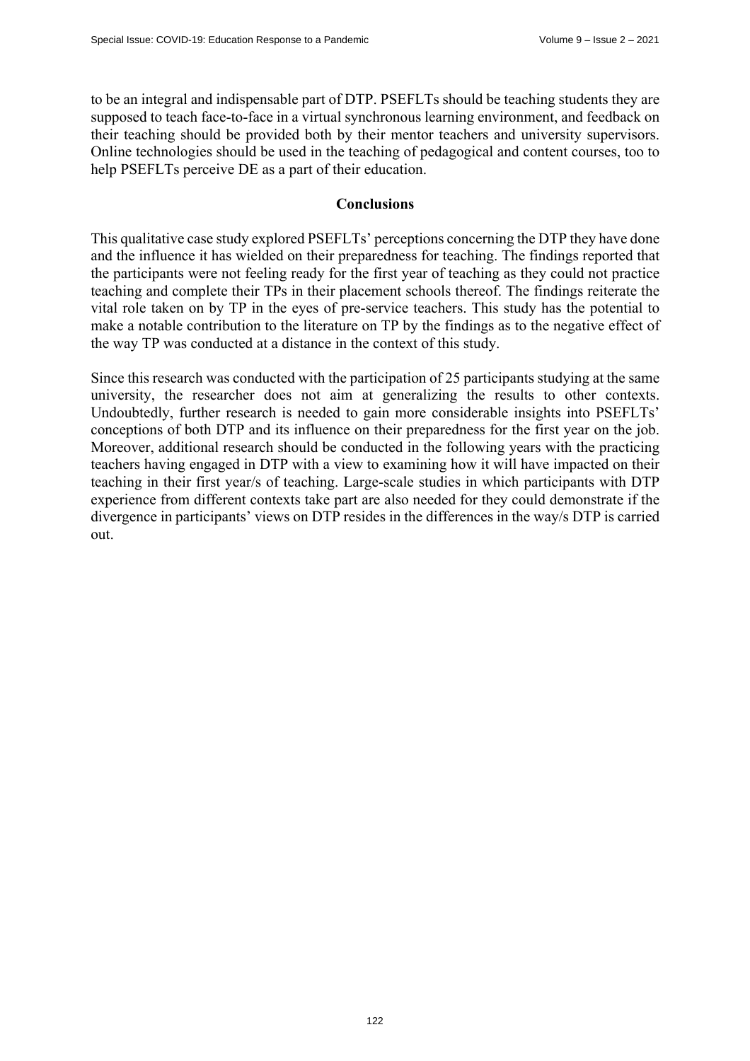to be an integral and indispensable part of DTP. PSEFLTs should be teaching students they are supposed to teach face-to-face in a virtual synchronous learning environment, and feedback on their teaching should be provided both by their mentor teachers and university supervisors. Online technologies should be used in the teaching of pedagogical and content courses, too to help PSEFLTs perceive DE as a part of their education.

## Conclusions

This qualitative case study explored PSEFLTs' perceptions concerning the DTP they have done and the influence it has wielded on their preparedness for teaching. The findings reported that the participants were not feeling ready for the first year of teaching as they could not practice teaching and complete their TPs in their placement schools thereof. The findings reiterate the vital role taken on by TP in the eyes of pre-service teachers. This study has the potential to make a notable contribution to the literature on TP by the findings as to the negative effect of the way TP was conducted at a distance in the context of this study.

Since this research was conducted with the participation of 25 participants studying at the same university, the researcher does not aim at generalizing the results to other contexts. Undoubtedly, further research is needed to gain more considerable insights into PSEFLTs' conceptions of both DTP and its influence on their preparedness for the first year on the job. Moreover, additional research should be conducted in the following years with the practicing teachers having engaged in DTP with a view to examining how it will have impacted on their teaching in their first year/s of teaching. Large-scale studies in which participants with DTP experience from different contexts take part are also needed for they could demonstrate if the divergence in participants' views on DTP resides in the differences in the way/s DTP is carried out.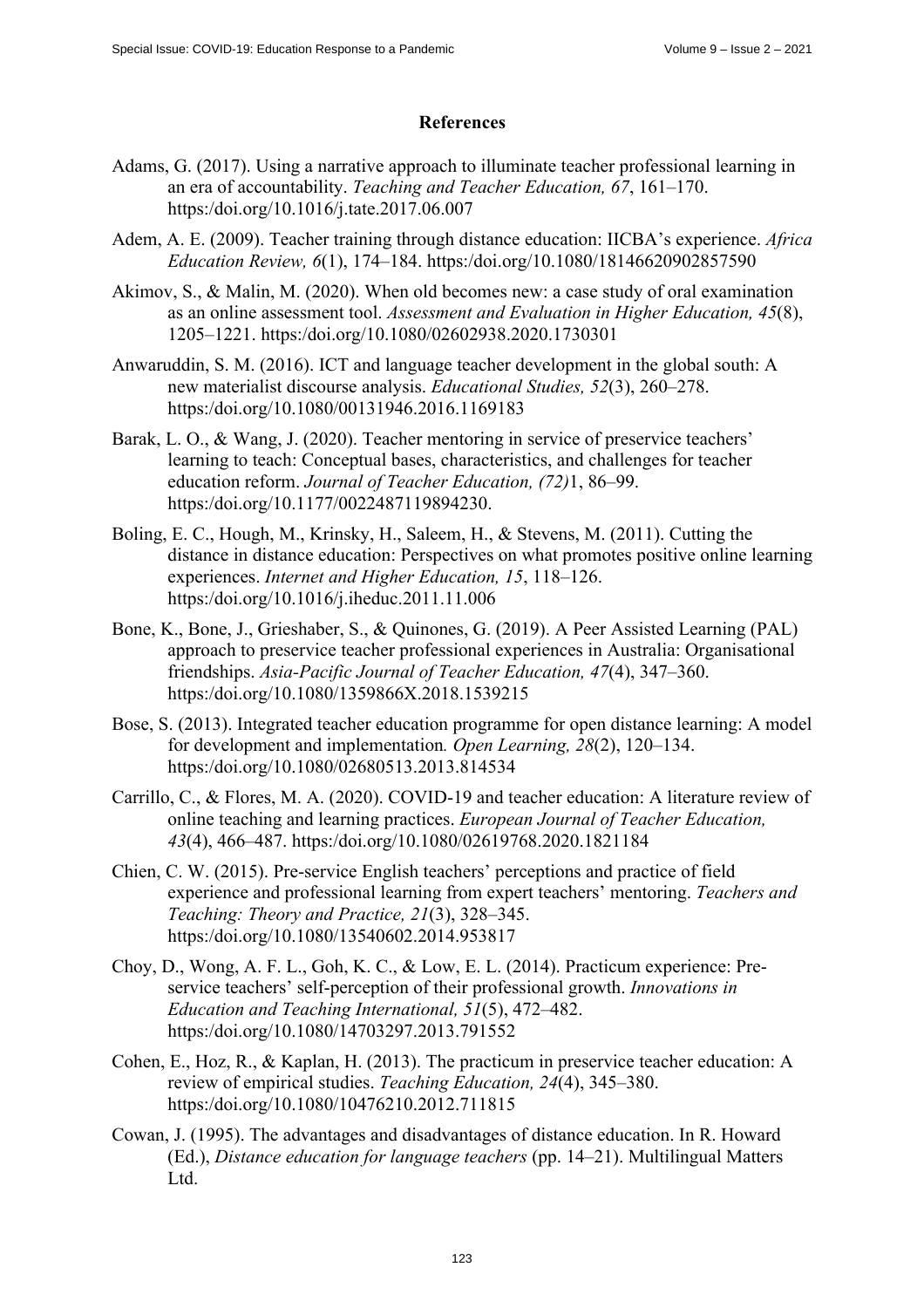## References

Adams, G. (2017). Using a narrative approach to illuminate teacher professional learning in an era of accountability. *Teaching and Teacher Education, 67*, 161–170. https:/doi.org/10.1016/j.tate.2017.06.007

Adem, A. E. (2009). Teacher training through distance education: IICBA's experience. *Africa Education Review, 6*(1), 174–184. https:/doi.org/10.1080/18146620902857590

Akimov, S., & Malin, M. (2020). When old becomes new: a case study of oral examination as an online assessment tool. *Assessment and Evaluation in Higher Education, 45*(8), 1205–1221. https:/doi.org/10.1080/02602938.2020.1730301

Anwaruddin, S. M. (2016). ICT and language teacher development in the global south: A new materialist discourse analysis. *Educational Studies, 52*(3), 260–278. https:/doi.org/10.1080/00131946.2016.1169183

Barak, L. O., & Wang, J. (2020). Teacher mentoring in service of preservice teachers' learning to teach: Conceptual bases, characteristics, and challenges for teacher education reform. *Journal of Teacher Education, (72)*1, 86–99. https:/doi.org/10.1177/0022487119894230.

Boling, E. C., Hough, M., Krinsky, H., Saleem, H., & Stevens, M. (2011). Cutting the distance in distance education: Perspectives on what promotes positive online learning experiences. *Internet and Higher Education, 15*, 118–126. https:/doi.org/10.1016/j.iheduc.2011.11.006

Bone, K., Bone, J., Grieshaber, S., & Quinones, G. (2019). A Peer Assisted Learning (PAL) approach to preservice teacher professional experiences in Australia: Organisational friendships. *Asia-Pacific Journal of Teacher Education, 47*(4), 347–360. https:/doi.org/10.1080/1359866X.2018.1539215

Bose, S. (2013). Integrated teacher education programme for open distance learning: A model for development and implementation*. Open Learning, 28*(2), 120–134. https:/doi.org/10.1080/02680513.2013.814534

Carrillo, C., & Flores, M. A. (2020). COVID-19 and teacher education: A literature review of online teaching and learning practices. *European Journal of Teacher Education, 43*(4), 466–487. https:/doi.org/10.1080/02619768.2020.1821184

Chien, C. W. (2015). Pre-service English teachers' perceptions and practice of field experience and professional learning from expert teachers' mentoring. *Teachers and Teaching: Theory and Practice, 21*(3), 328–345. https:/doi.org/10.1080/13540602.2014.953817

Choy, D., Wong, A. F. L., Goh, K. C., & Low, E. L. (2014). Practicum experience: Pre-service teachers' self-perception of their professional growth. *Innovations in Education and Teaching International, 51*(5), 472–482. https:/doi.org/10.1080/14703297.2013.791552

Cohen, E., Hoz, R., & Kaplan, H. (2013). The practicum in preservice teacher education: A review of empirical studies. *Teaching Education, 24*(4), 345–380. https:/doi.org/10.1080/10476210.2012.711815

Cowan, J. (1995). The advantages and disadvantages of distance education. In R. Howard (Ed.), *Distance education for language teachers* (pp. 14–21). Multilingual Matters Ltd.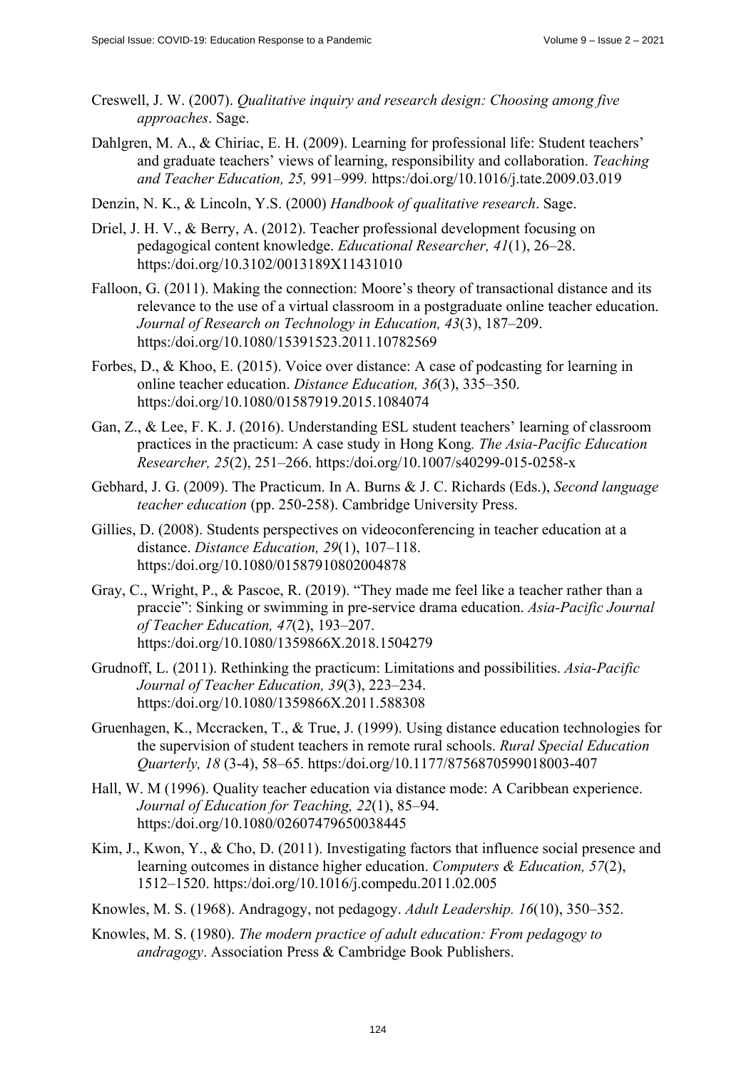Creswell, J. W. (2007). *Qualitative inquiry and research design: Choosing among five approaches*. Sage.

Dahlgren, M. A., & Chiriac, E. H. (2009). Learning for professional life: Student teachers' and graduate teachers' views of learning, responsibility and collaboration. *Teaching and Teacher Education, 25,* 991–999. https:/doi.org/10.1016/j.tate.2009.03.019

Denzin, N. K., & Lincoln, Y.S. (2000) *Handbook of qualitative research*. Sage.

Driel, J. H. V., & Berry, A. (2012). Teacher professional development focusing on pedagogical content knowledge. *Educational Researcher, 41*(1), 26–28. https:/doi.org/10.3102/0013189X11431010

Falloon, G. (2011). Making the connection: Moore's theory of transactional distance and its relevance to the use of a virtual classroom in a postgraduate online teacher education. *Journal of Research on Technology in Education, 43*(3), 187–209. https:/doi.org/10.1080/15391523.2011.10782569

Forbes, D., & Khoo, E. (2015). Voice over distance: A case of podcasting for learning in online teacher education. *Distance Education, 36*(3), 335–350. https:/doi.org/10.1080/01587919.2015.1084074

Gan, Z., & Lee, F. K. J. (2016). Understanding ESL student teachers' learning of classroom practices in the practicum: A case study in Hong Kong*. The Asia-Pacific Education Researcher, 25*(2), 251–266. https:/doi.org/10.1007/s40299-015-0258-x

Gebhard, J. G. (2009). The Practicum. In A. Burns & J. C. Richards (Eds.), *Second language teacher education* (pp. 250-258). Cambridge University Press.

Gillies, D. (2008). Students perspectives on videoconferencing in teacher education at a distance. *Distance Education, 29*(1), 107–118. https:/doi.org/10.1080/01587910802004878

Gray, C., Wright, P., & Pascoe, R. (2019). "They made me feel like a teacher rather than a praccie": Sinking or swimming in pre-service drama education. *Asia-Pacific Journal of Teacher Education, 47*(2), 193–207. https:/doi.org/10.1080/1359866X.2018.1504279

Grudnoff, L. (2011). Rethinking the practicum: Limitations and possibilities. *Asia-Pacific Journal of Teacher Education, 39*(3), 223–234. https:/doi.org/10.1080/1359866X.2011.588308

Gruenhagen, K., Mccracken, T., & True, J. (1999). Using distance education technologies for the supervision of student teachers in remote rural schools. *Rural Special Education Quarterly, 18* (3-4), 58–65. https:/doi.org/10.1177/8756870599018003-407

Hall, W. M (1996). Quality teacher education via distance mode: A Caribbean experience. *Journal of Education for Teaching, 22*(1), 85–94. https:/doi.org/10.1080/02607479650038445

Kim, J., Kwon, Y., & Cho, D. (2011). Investigating factors that influence social presence and learning outcomes in distance higher education. *Computers & Education, 57*(2), 1512–1520. https:/doi.org/10.1016/j.compedu.2011.02.005

Knowles, M. S. (1968). Andragogy, not pedagogy. *Adult Leadership. 16*(10), 350–352.

Knowles, M. S. (1980). *The modern practice of adult education: From pedagogy to andragogy*. Association Press & Cambridge Book Publishers.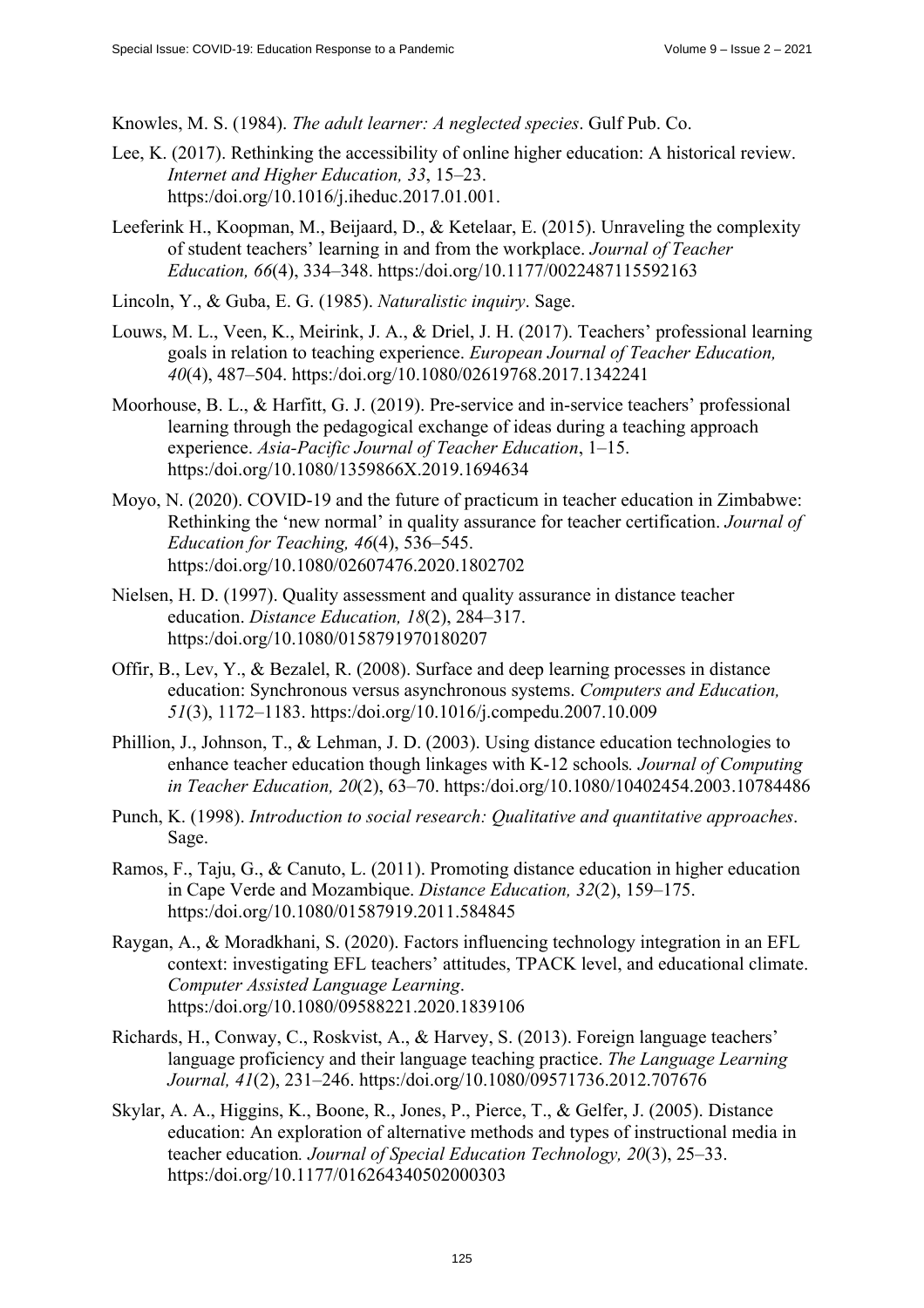Knowles, M. S. (1984). *The adult learner: A neglected species*. Gulf Pub. Co.

Lee, K. (2017). Rethinking the accessibility of online higher education: A historical review. *Internet and Higher Education, 33*, 15–23. https:/doi.org/10.1016/j.iheduc.2017.01.001.

Leeferink H., Koopman, M., Beijaard, D., & Ketelaar, E. (2015). Unraveling the complexity of student teachers' learning in and from the workplace. *Journal of Teacher Education, 66*(4), 334–348. https:/doi.org/10.1177/0022487115592163

Lincoln, Y., & Guba, E. G. (1985). *Naturalistic inquiry*. Sage.

Louws, M. L., Veen, K., Meirink, J. A., & Driel, J. H. (2017). Teachers' professional learning goals in relation to teaching experience. *European Journal of Teacher Education, 40*(4), 487–504. https:/doi.org/10.1080/02619768.2017.1342241

Moorhouse, B. L., & Harfitt, G. J. (2019). Pre-service and in-service teachers' professional learning through the pedagogical exchange of ideas during a teaching approach experience. *Asia-Pacific Journal of Teacher Education*, 1–15. https:/doi.org/10.1080/1359866X.2019.1694634

Moyo, N. (2020). COVID-19 and the future of practicum in teacher education in Zimbabwe: Rethinking the 'new normal' in quality assurance for teacher certification. *Journal of Education for Teaching, 46*(4), 536–545. https:/doi.org/10.1080/02607476.2020.1802702

Nielsen, H. D. (1997). Quality assessment and quality assurance in distance teacher education. *Distance Education, 18*(2), 284–317. https:/doi.org/10.1080/0158791970180207

Offir, B., Lev, Y., & Bezalel, R. (2008). Surface and deep learning processes in distance education: Synchronous versus asynchronous systems. *Computers and Education, 51*(3), 1172–1183. https:/doi.org/10.1016/j.compedu.2007.10.009

Phillion, J., Johnson, T., & Lehman, J. D. (2003). Using distance education technologies to enhance teacher education though linkages with K-12 schools*. Journal of Computing in Teacher Education, 20*(2), 63–70. https:/doi.org/10.1080/10402454.2003.10784486

Punch, K. (1998). *Introduction to social research: Qualitative and quantitative approaches*. Sage.

Ramos, F., Taju, G., & Canuto, L. (2011). Promoting distance education in higher education in Cape Verde and Mozambique. *Distance Education, 32*(2), 159–175. https:/doi.org/10.1080/01587919.2011.584845

Raygan, A., & Moradkhani, S. (2020). Factors influencing technology integration in an EFL context: investigating EFL teachers' attitudes, TPACK level, and educational climate. *Computer Assisted Language Learning*. https:/doi.org/10.1080/09588221.2020.1839106

Richards, H., Conway, C., Roskvist, A., & Harvey, S. (2013). Foreign language teachers' language proficiency and their language teaching practice. *The Language Learning Journal, 41*(2), 231–246. https:/doi.org/10.1080/09571736.2012.707676

Skylar, A. A., Higgins, K., Boone, R., Jones, P., Pierce, T., & Gelfer, J. (2005). Distance education: An exploration of alternative methods and types of instructional media in teacher education*. Journal of Special Education Technology, 20*(3), 25–33. https:/doi.org/10.1177/016264340502000303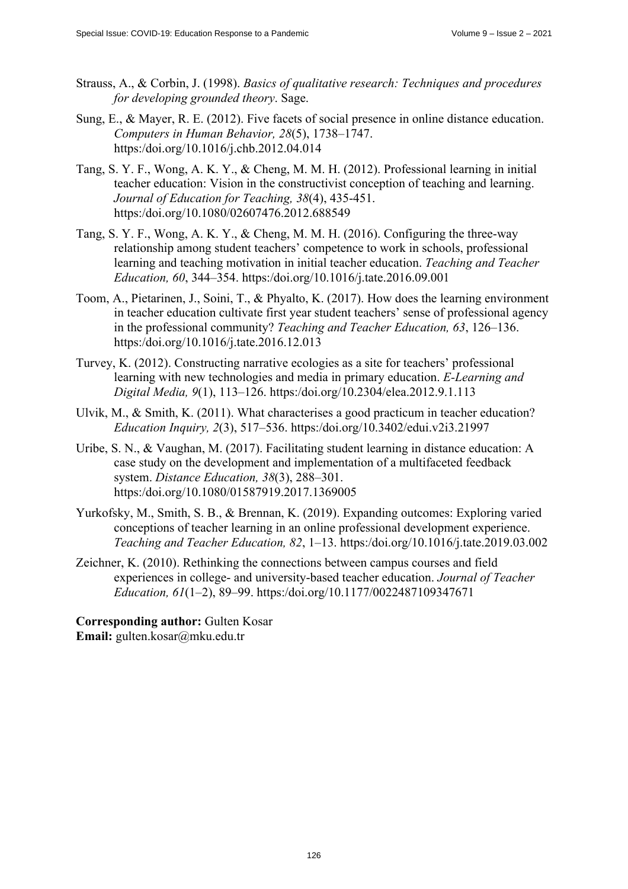Strauss, A., & Corbin, J. (1998). *Basics of qualitative research: Techniques and procedures for developing grounded theory*. Sage.

Sung, E., & Mayer, R. E. (2012). Five facets of social presence in online distance education. *Computers in Human Behavior, 28*(5), 1738–1747. https:/doi.org/10.1016/j.chb.2012.04.014

Tang, S. Y. F., Wong, A. K. Y., & Cheng, M. M. H. (2012). Professional learning in initial teacher education: Vision in the constructivist conception of teaching and learning. *Journal of Education for Teaching, 38*(4), 435-451. https:/doi.org/10.1080/02607476.2012.688549

Tang, S. Y. F., Wong, A. K. Y., & Cheng, M. M. H. (2016). Configuring the three-way relationship among student teachers' competence to work in schools, professional learning and teaching motivation in initial teacher education. *Teaching and Teacher Education, 60*, 344–354. https:/doi.org/10.1016/j.tate.2016.09.001

Toom, A., Pietarinen, J., Soini, T., & Phyalto, K. (2017). How does the learning environment in teacher education cultivate first year student teachers' sense of professional agency in the professional community? *Teaching and Teacher Education, 63*, 126–136. https:/doi.org/10.1016/j.tate.2016.12.013

Turvey, K. (2012). Constructing narrative ecologies as a site for teachers' professional learning with new technologies and media in primary education. *E-Learning and Digital Media, 9*(1), 113–126. https:/doi.org/10.2304/elea.2012.9.1.113

Ulvik, M., & Smith, K. (2011). What characterises a good practicum in teacher education? *Education Inquiry, 2*(3), 517–536. https:/doi.org/10.3402/edui.v2i3.21997

Uribe, S. N., & Vaughan, M. (2017). Facilitating student learning in distance education: A case study on the development and implementation of a multifaceted feedback system. *Distance Education, 38*(3), 288–301. https:/doi.org/10.1080/01587919.2017.1369005

Yurkofsky, M., Smith, S. B., & Brennan, K. (2019). Expanding outcomes: Exploring varied conceptions of teacher learning in an online professional development experience. *Teaching and Teacher Education, 82*, 1–13. https:/doi.org/10.1016/j.tate.2019.03.002

Zeichner, K. (2010). Rethinking the connections between campus courses and field experiences in college- and university-based teacher education. *Journal of Teacher Education, 61*(1–2), 89–99. https:/doi.org/10.1177/0022487109347671

**Corresponding author:** Gulten Kosar
**Email:** gulten.kosar@mku.edu.tr